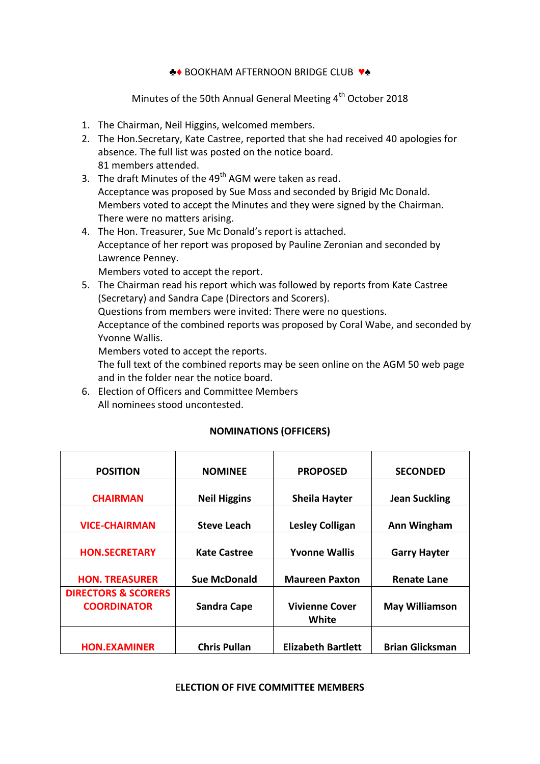# ♣♦ BOOKHAM AFTERNOON BRIDGE CLUB ♥♠

Minutes of the 50th Annual General Meeting 4th October 2018

1. The Chairman, Neil Higgins, welcomed members.
2. The Hon.Secretary, Kate Castree, reported that she had received 40 apologies for absence. The full list was posted on the notice board.
   81 members attended.
3. The draft Minutes of the 49th AGM were taken as read.
   Acceptance was proposed by Sue Moss and seconded by Brigid Mc Donald.
   Members voted to accept the Minutes and they were signed by the Chairman.
   There were no matters arising.
4. The Hon. Treasurer, Sue Mc Donald's report is attached.
   Acceptance of her report was proposed by Pauline Zeronian and seconded by Lawrence Penney.
   Members voted to accept the report.
5. The Chairman read his report which was followed by reports from Kate Castree (Secretary) and Sandra Cape (Directors and Scorers).
   Questions from members were invited: There were no questions.
   Acceptance of the combined reports was proposed by Coral Wabe, and seconded by Yvonne Wallis.
   Members voted to accept the reports.
   The full text of the combined reports may be seen online on the AGM 50 web page and in the folder near the notice board.
6. Election of Officers and Committee Members
   All nominees stood uncontested.

**NOMINATIONS (OFFICERS)**

| POSITION | NOMINEE | PROPOSED | SECONDED |
|---|---|---|---|
| CHAIRMAN | Neil Higgins | Sheila Hayter | Jean Suckling |
| VICE-CHAIRMAN | Steve Leach | Lesley Colligan | Ann Wingham |
| HON.SECRETARY | Kate Castree | Yvonne Wallis | Garry Hayter |
| HON. TREASURER | Sue McDonald | Maureen Paxton | Renate Lane |
| DIRECTORS & SCORERS COORDINATOR | Sandra Cape | Vivienne Cover White | May Williamson |
| HON.EXAMINER | Chris Pullan | Elizabeth Bartlett | Brian Glicksman |

**ELECTION OF FIVE COMMITTEE MEMBERS**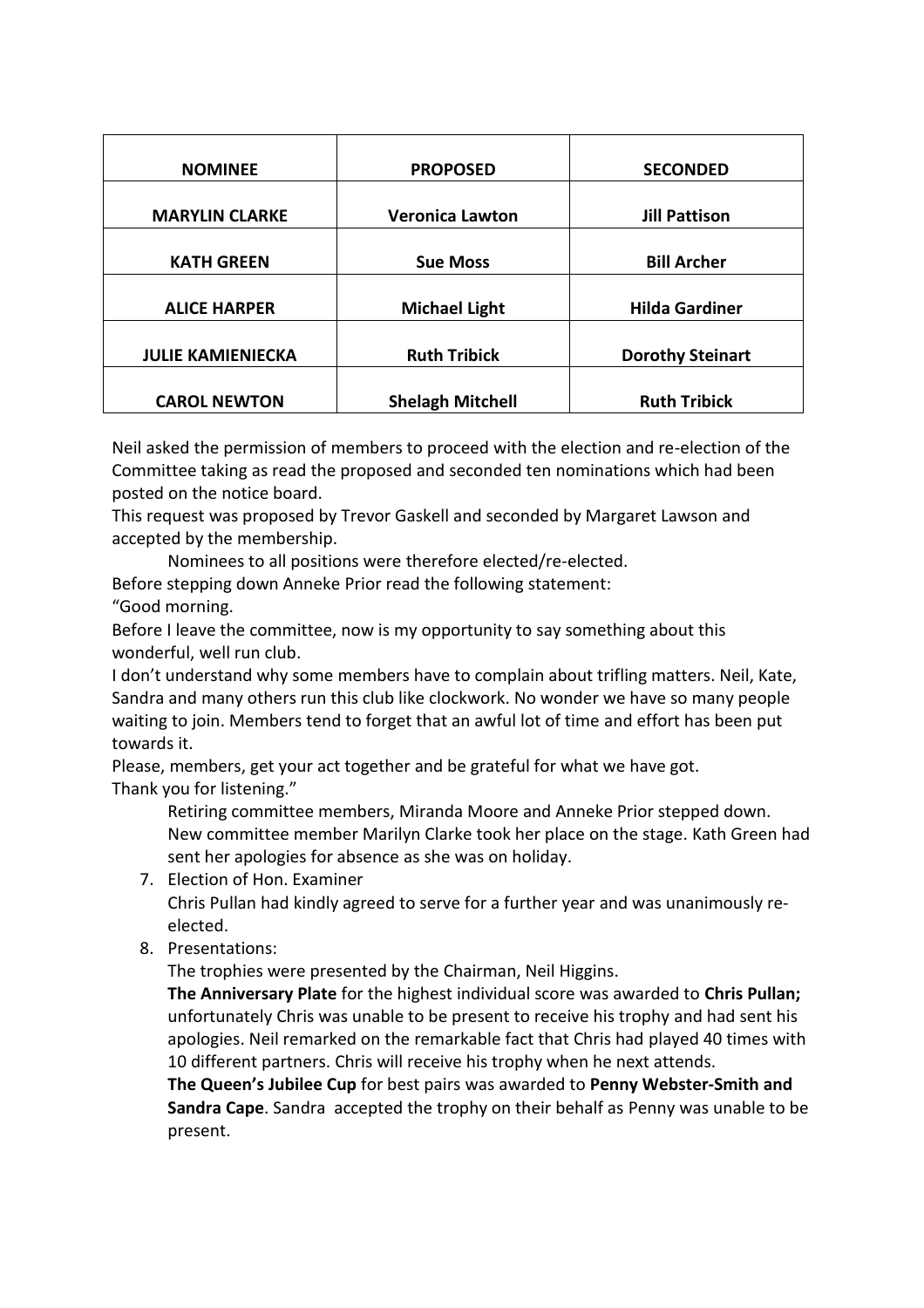| NOMINEE | PROPOSED | SECONDED |
|---|---|---|
| **MARYLIN CLARKE** | **Veronica Lawton** | **Jill Pattison** |
| **KATH GREEN** | **Sue Moss** | **Bill Archer** |
| **ALICE HARPER** | **Michael Light** | **Hilda Gardiner** |
| **JULIE KAMIENIECKA** | **Ruth Tribick** | **Dorothy Steinart** |
| **CAROL NEWTON** | **Shelagh Mitchell** | **Ruth Tribick** |

Neil asked the permission of members to proceed with the election and re-election of the Committee taking as read the proposed and seconded ten nominations which had been posted on the notice board.

This request was proposed by Trevor Gaskell and seconded by Margaret Lawson and accepted by the membership.

Nominees to all positions were therefore elected/re-elected.

Before stepping down Anneke Prior read the following statement:

"Good morning.

Before I leave the committee, now is my opportunity to say something about this wonderful, well run club.

I don't understand why some members have to complain about trifling matters. Neil, Kate, Sandra and many others run this club like clockwork. No wonder we have so many people waiting to join. Members tend to forget that an awful lot of time and effort has been put towards it.

Please, members, get your act together and be grateful for what we have got.

Thank you for listening."

Retiring committee members, Miranda Moore and Anneke Prior stepped down. New committee member Marilyn Clarke took her place on the stage. Kath Green had sent her apologies for absence as she was on holiday.

7. Election of Hon. Examiner

   Chris Pullan had kindly agreed to serve for a further year and was unanimously re-elected.

8. Presentations:

   The trophies were presented by the Chairman, Neil Higgins.

   **The Anniversary Plate** for the highest individual score was awarded to **Chris Pullan;** unfortunately Chris was unable to be present to receive his trophy and had sent his apologies. Neil remarked on the remarkable fact that Chris had played 40 times with 10 different partners. Chris will receive his trophy when he next attends.

   **The Queen's Jubilee Cup** for best pairs was awarded to **Penny Webster-Smith and Sandra Cape**. Sandra accepted the trophy on their behalf as Penny was unable to be present.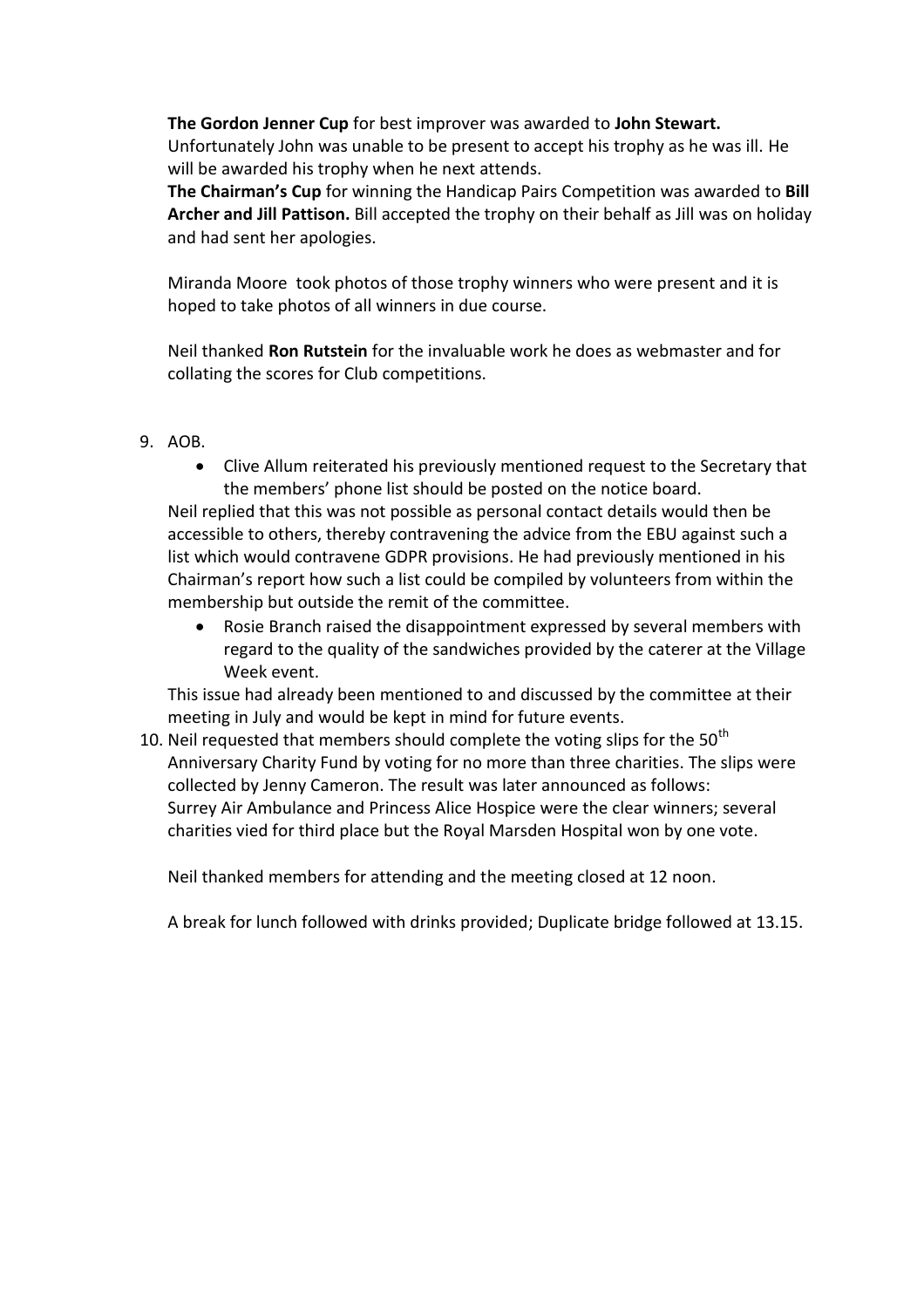**The Gordon Jenner Cup** for best improver was awarded to **John Stewart.** Unfortunately John was unable to be present to accept his trophy as he was ill. He will be awarded his trophy when he next attends.
**The Chairman's Cup** for winning the Handicap Pairs Competition was awarded to **Bill Archer and Jill Pattison.** Bill accepted the trophy on their behalf as Jill was on holiday and had sent her apologies.

Miranda Moore took photos of those trophy winners who were present and it is hoped to take photos of all winners in due course.

Neil thanked **Ron Rutstein** for the invaluable work he does as webmaster and for collating the scores for Club competitions.

9. AOB.
   - Clive Allum reiterated his previously mentioned request to the Secretary that the members' phone list should be posted on the notice board.

   Neil replied that this was not possible as personal contact details would then be accessible to others, thereby contravening the advice from the EBU against such a list which would contravene GDPR provisions. He had previously mentioned in his Chairman's report how such a list could be compiled by volunteers from within the membership but outside the remit of the committee.
   - Rosie Branch raised the disappointment expressed by several members with regard to the quality of the sandwiches provided by the caterer at the Village Week event.

   This issue had already been mentioned to and discussed by the committee at their meeting in July and would be kept in mind for future events.
10. Neil requested that members should complete the voting slips for the 50th Anniversary Charity Fund by voting for no more than three charities. The slips were collected by Jenny Cameron. The result was later announced as follows: Surrey Air Ambulance and Princess Alice Hospice were the clear winners; several charities vied for third place but the Royal Marsden Hospital won by one vote.

    Neil thanked members for attending and the meeting closed at 12 noon.

    A break for lunch followed with drinks provided; Duplicate bridge followed at 13.15.